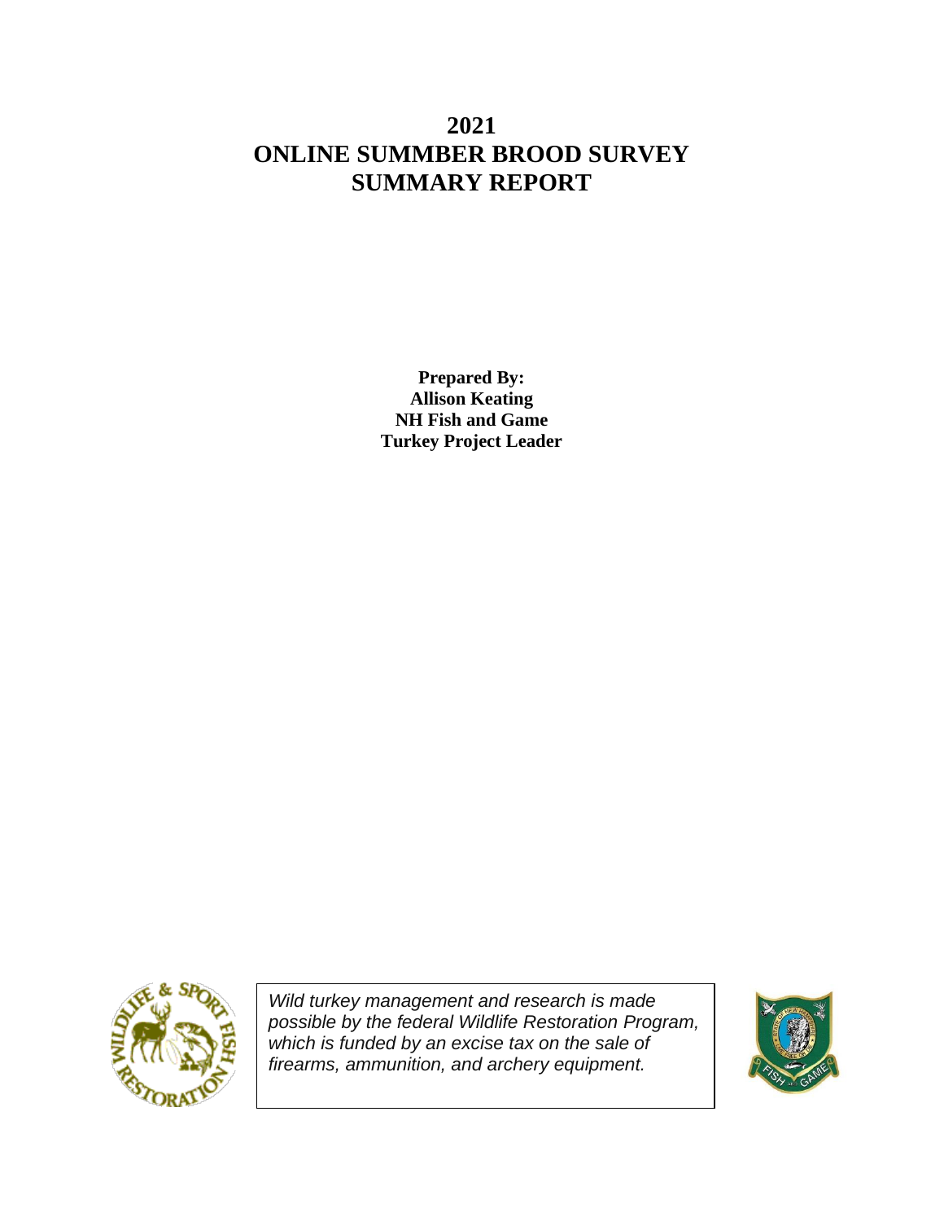# 2021
# ONLINE SUMMMBER BROOD SURVEY
# SUMMARY REPORT

**Prepared By:**
**Allison Keating**
**NH Fish and Game**
**Turkey Project Leader**

*Wild turkey management and research is made possible by the federal Wildlife Restoration Program, which is funded by an excise tax on the sale of firearms, ammunition, and archery equipment.*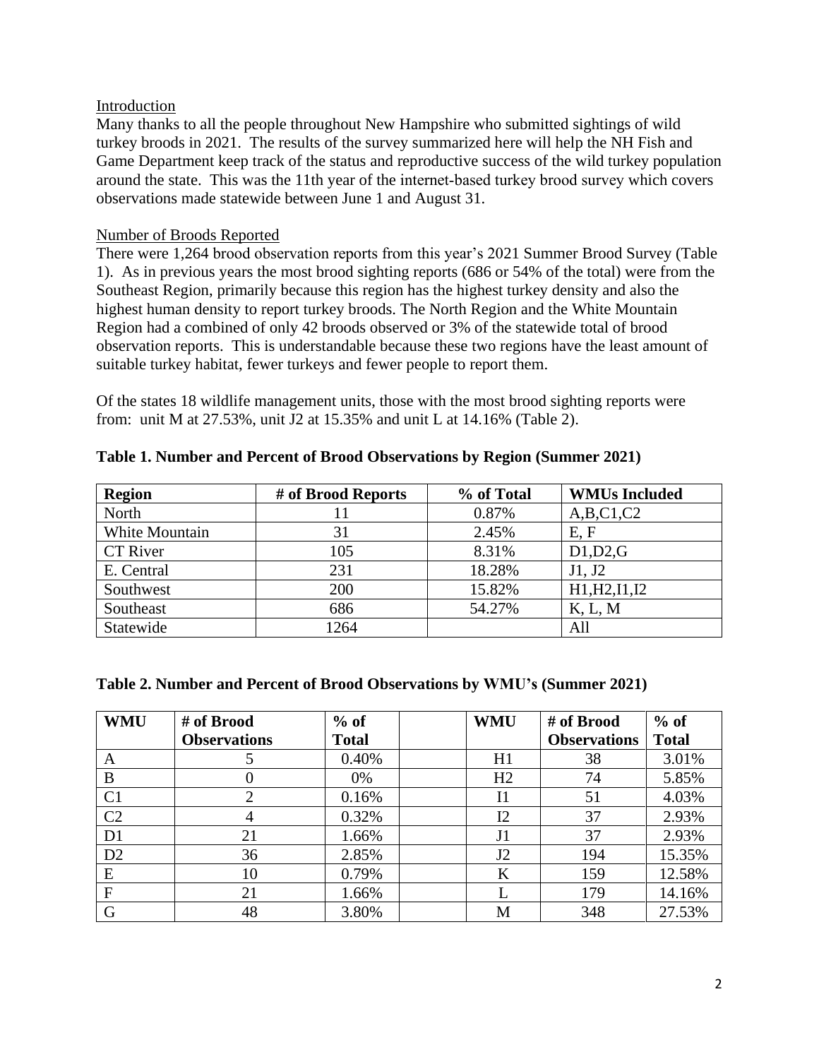## Introduction

Many thanks to all the people throughout New Hampshire who submitted sightings of wild turkey broods in 2021. The results of the survey summarized here will help the NH Fish and Game Department keep track of the status and reproductive success of the wild turkey population around the state. This was the 11th year of the internet-based turkey brood survey which covers observations made statewide between June 1 and August 31.

## Number of Broods Reported

There were 1,264 brood observation reports from this year's 2021 Summer Brood Survey (Table 1). As in previous years the most brood sighting reports (686 or 54% of the total) were from the Southeast Region, primarily because this region has the highest turkey density and also the highest human density to report turkey broods. The North Region and the White Mountain Region had a combined of only 42 broods observed or 3% of the statewide total of brood observation reports. This is understandable because these two regions have the least amount of suitable turkey habitat, fewer turkeys and fewer people to report them.

Of the states 18 wildlife management units, those with the most brood sighting reports were from: unit M at 27.53%, unit J2 at 15.35% and unit L at 14.16% (Table 2).

**Table 1. Number and Percent of Brood Observations by Region (Summer 2021)**

| Region | # of Brood Reports | % of Total | WMUs Included |
|---|---|---|---|
| North | 11 | 0.87% | A,B,C1,C2 |
| White Mountain | 31 | 2.45% | E, F |
| CT River | 105 | 8.31% | D1,D2,G |
| E. Central | 231 | 18.28% | J1, J2 |
| Southwest | 200 | 15.82% | H1,H2,I1,I2 |
| Southeast | 686 | 54.27% | K, L, M |
| Statewide | 1264 | | All |

**Table 2. Number and Percent of Brood Observations by WMU's (Summer 2021)**

| WMU | # of Brood Observations | % of Total | | WMU | # of Brood Observations | % of Total |
|---|---|---|---|---|---|---|
| A | 5 | 0.40% | | H1 | 38 | 3.01% |
| B | 0 | 0% | | H2 | 74 | 5.85% |
| C1 | 2 | 0.16% | | I1 | 51 | 4.03% |
| C2 | 4 | 0.32% | | I2 | 37 | 2.93% |
| D1 | 21 | 1.66% | | J1 | 37 | 2.93% |
| D2 | 36 | 2.85% | | J2 | 194 | 15.35% |
| E | 10 | 0.79% | | K | 159 | 12.58% |
| F | 21 | 1.66% | | L | 179 | 14.16% |
| G | 48 | 3.80% | | M | 348 | 27.53% |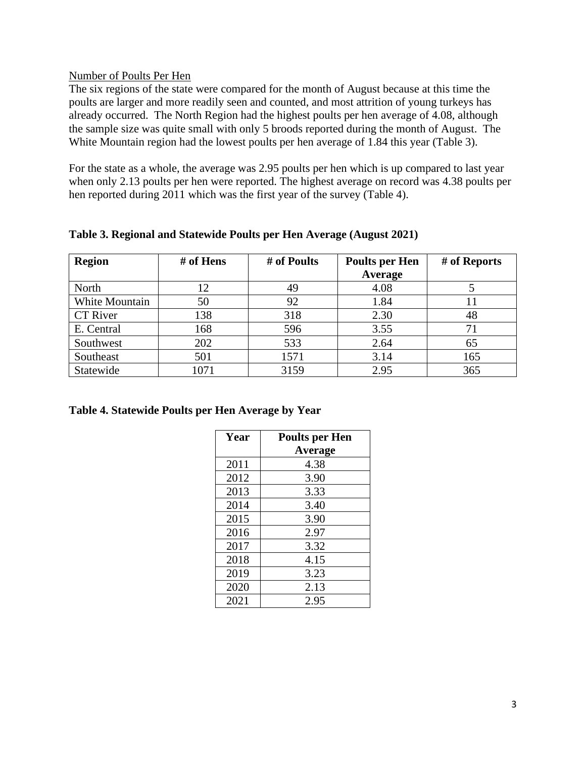Number of Poults Per Hen

The six regions of the state were compared for the month of August because at this time the poults are larger and more readily seen and counted, and most attrition of young turkeys has already occurred. The North Region had the highest poults per hen average of 4.08, although the sample size was quite small with only 5 broods reported during the month of August. The White Mountain region had the lowest poults per hen average of 1.84 this year (Table 3).

For the state as a whole, the average was 2.95 poults per hen which is up compared to last year when only 2.13 poults per hen were reported. The highest average on record was 4.38 poults per hen reported during 2011 which was the first year of the survey (Table 4).

**Table 3. Regional and Statewide Poults per Hen Average (August 2021)**

| Region | # of Hens | # of Poults | Poults per Hen Average | # of Reports |
|---|---|---|---|---|
| North | 12 | 49 | 4.08 | 5 |
| White Mountain | 50 | 92 | 1.84 | 11 |
| CT River | 138 | 318 | 2.30 | 48 |
| E. Central | 168 | 596 | 3.55 | 71 |
| Southwest | 202 | 533 | 2.64 | 65 |
| Southeast | 501 | 1571 | 3.14 | 165 |
| Statewide | 1071 | 3159 | 2.95 | 365 |

**Table 4. Statewide Poults per Hen Average by Year**

| Year | Poults per Hen Average |
|---|---|
| 2011 | 4.38 |
| 2012 | 3.90 |
| 2013 | 3.33 |
| 2014 | 3.40 |
| 2015 | 3.90 |
| 2016 | 2.97 |
| 2017 | 3.32 |
| 2018 | 4.15 |
| 2019 | 3.23 |
| 2020 | 2.13 |
| 2021 | 2.95 |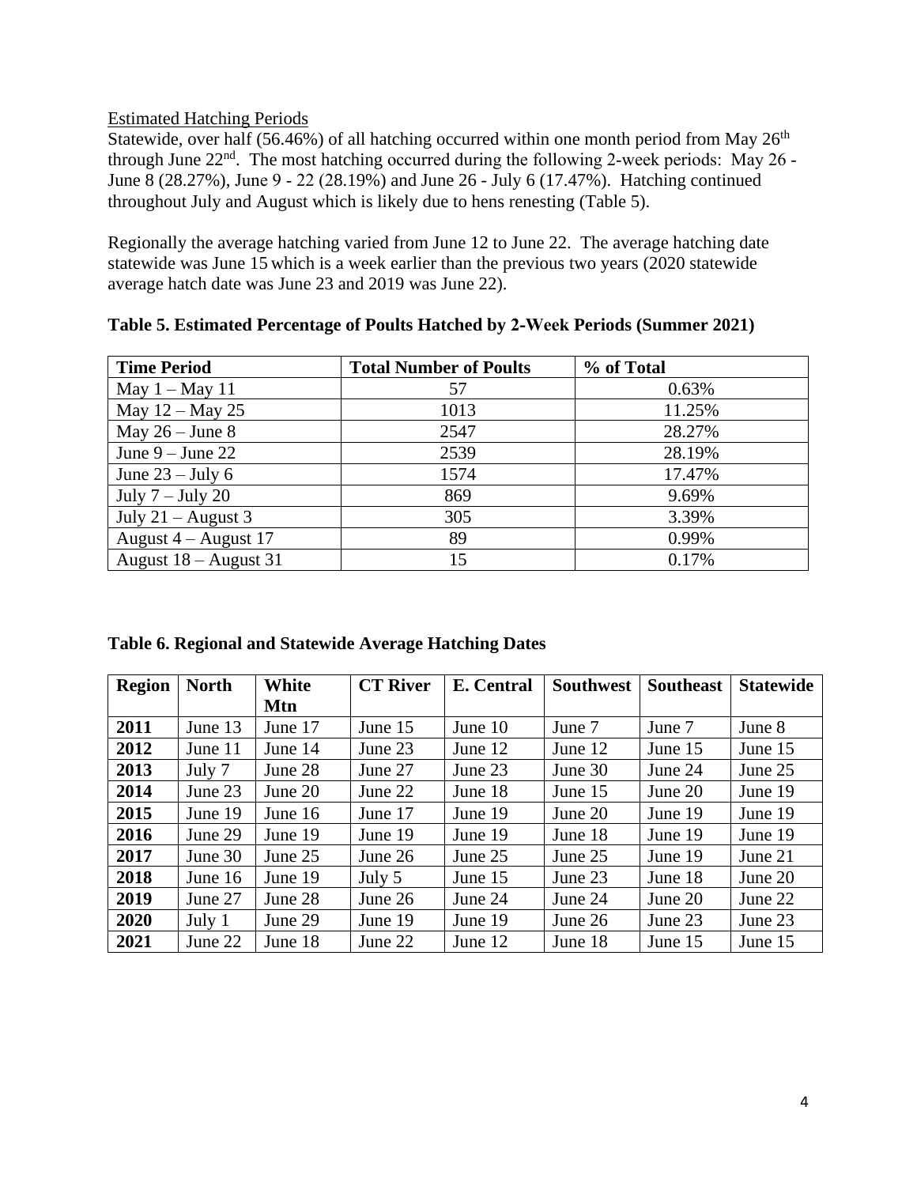Estimated Hatching Periods

Statewide, over half (56.46%) of all hatching occurred within one month period from May 26th through June 22nd. The most hatching occurred during the following 2-week periods: May 26 - June 8 (28.27%), June 9 - 22 (28.19%) and June 26 - July 6 (17.47%). Hatching continued throughout July and August which is likely due to hens renesting (Table 5).

Regionally the average hatching varied from June 12 to June 22. The average hatching date statewide was June 15 which is a week earlier than the previous two years (2020 statewide average hatch date was June 23 and 2019 was June 22).

**Table 5. Estimated Percentage of Poults Hatched by 2-Week Periods (Summer 2021)**

| Time Period | Total Number of Poults | % of Total |
|---|---|---|
| May 1 – May 11 | 57 | 0.63% |
| May 12 – May 25 | 1013 | 11.25% |
| May 26 – June 8 | 2547 | 28.27% |
| June 9 – June 22 | 2539 | 28.19% |
| June 23 – July 6 | 1574 | 17.47% |
| July 7 – July 20 | 869 | 9.69% |
| July 21 – August 3 | 305 | 3.39% |
| August 4 – August 17 | 89 | 0.99% |
| August 18 – August 31 | 15 | 0.17% |

**Table 6. Regional and Statewide Average Hatching Dates**

| Region | North | White Mtn | CT River | E. Central | Southwest | Southeast | Statewide |
|---|---|---|---|---|---|---|---|
| **2011** | June 13 | June 17 | June 15 | June 10 | June 7 | June 7 | June 8 |
| **2012** | June 11 | June 14 | June 23 | June 12 | June 12 | June 15 | June 15 |
| **2013** | July 7 | June 28 | June 27 | June 23 | June 30 | June 24 | June 25 |
| **2014** | June 23 | June 20 | June 22 | June 18 | June 15 | June 20 | June 19 |
| **2015** | June 19 | June 16 | June 17 | June 19 | June 20 | June 19 | June 19 |
| **2016** | June 29 | June 19 | June 19 | June 19 | June 18 | June 19 | June 19 |
| **2017** | June 30 | June 25 | June 26 | June 25 | June 25 | June 19 | June 21 |
| **2018** | June 16 | June 19 | July 5 | June 15 | June 23 | June 18 | June 20 |
| **2019** | June 27 | June 28 | June 26 | June 24 | June 24 | June 20 | June 22 |
| **2020** | July 1 | June 29 | June 19 | June 19 | June 26 | June 23 | June 23 |
| **2021** | June 22 | June 18 | June 22 | June 12 | June 18 | June 15 | June 15 |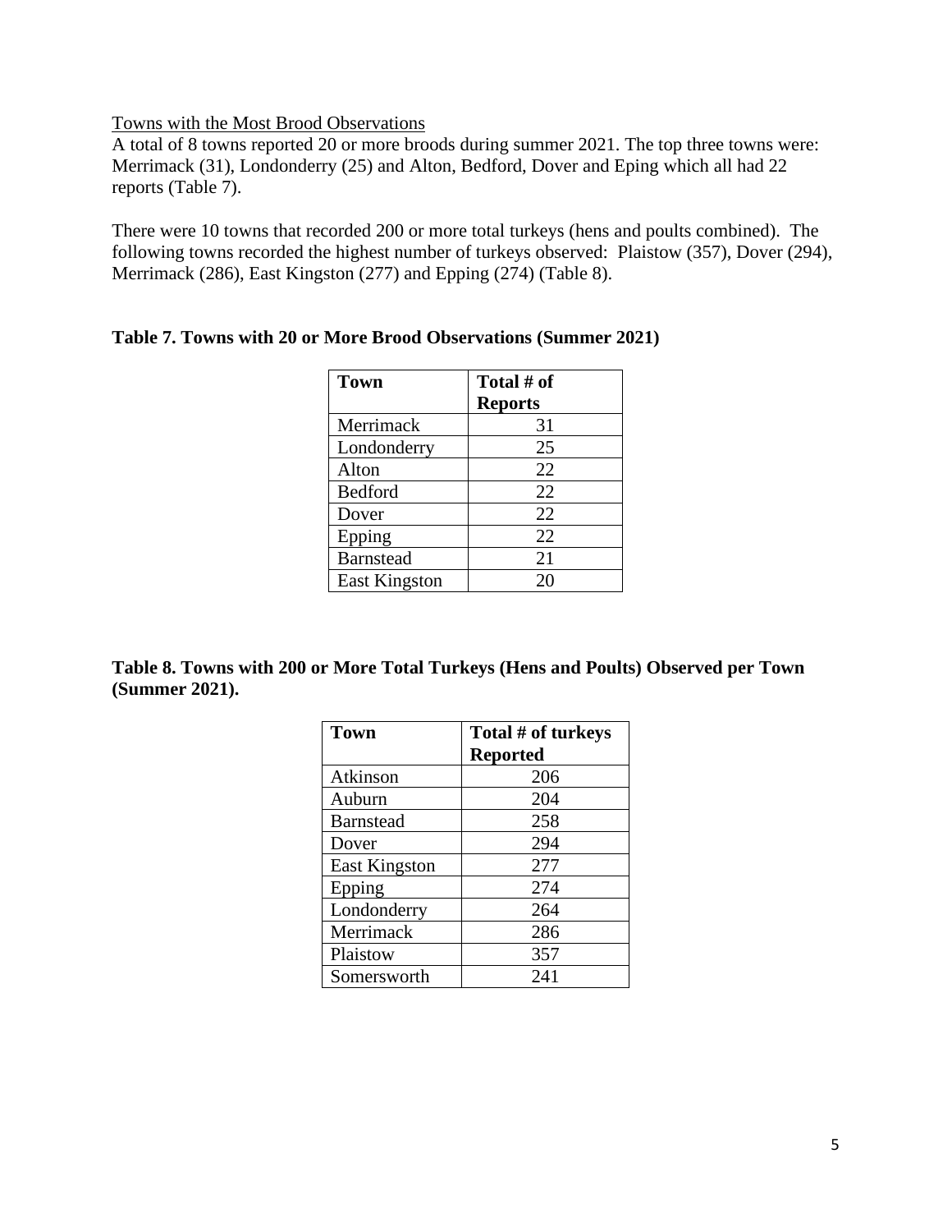Towns with the Most Brood Observations

A total of 8 towns reported 20 or more broods during summer 2021. The top three towns were: Merrimack (31), Londonderry (25) and Alton, Bedford, Dover and Eping which all had 22 reports (Table 7).

There were 10 towns that recorded 200 or more total turkeys (hens and poults combined). The following towns recorded the highest number of turkeys observed: Plaistow (357), Dover (294), Merrimack (286), East Kingston (277) and Epping (274) (Table 8).

**Table 7. Towns with 20 or More Brood Observations (Summer 2021)**

| Town | Total # of Reports |
|---|---|
| Merrimack | 31 |
| Londonderry | 25 |
| Alton | 22 |
| Bedford | 22 |
| Dover | 22 |
| Epping | 22 |
| Barnstead | 21 |
| East Kingston | 20 |

**Table 8. Towns with 200 or More Total Turkeys (Hens and Poults) Observed per Town (Summer 2021).**

| Town | Total # of turkeys Reported |
|---|---|
| Atkinson | 206 |
| Auburn | 204 |
| Barnstead | 258 |
| Dover | 294 |
| East Kingston | 277 |
| Epping | 274 |
| Londonderry | 264 |
| Merrimack | 286 |
| Plaistow | 357 |
| Somersworth | 241 |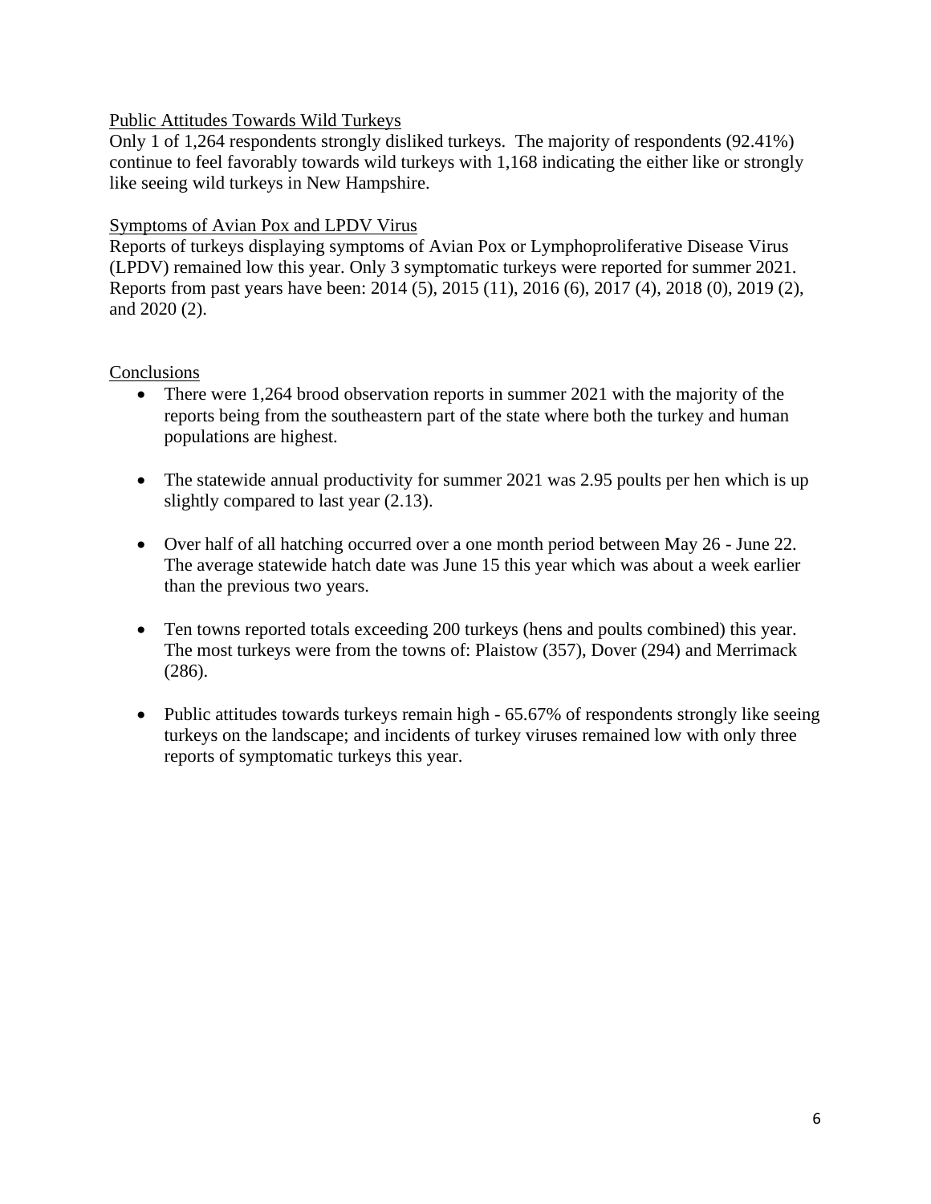## Public Attitudes Towards Wild Turkeys

Only 1 of 1,264 respondents strongly disliked turkeys. The majority of respondents (92.41%) continue to feel favorably towards wild turkeys with 1,168 indicating the either like or strongly like seeing wild turkeys in New Hampshire.

## Symptoms of Avian Pox and LPDV Virus

Reports of turkeys displaying symptoms of Avian Pox or Lymphoproliferative Disease Virus (LPDV) remained low this year. Only 3 symptomatic turkeys were reported for summer 2021. Reports from past years have been: 2014 (5), 2015 (11), 2016 (6), 2017 (4), 2018 (0), 2019 (2), and 2020 (2).

## Conclusions

- There were 1,264 brood observation reports in summer 2021 with the majority of the reports being from the southeastern part of the state where both the turkey and human populations are highest.
- The statewide annual productivity for summer 2021 was 2.95 poults per hen which is up slightly compared to last year (2.13).
- Over half of all hatching occurred over a one month period between May 26 - June 22. The average statewide hatch date was June 15 this year which was about a week earlier than the previous two years.
- Ten towns reported totals exceeding 200 turkeys (hens and poults combined) this year. The most turkeys were from the towns of: Plaistow (357), Dover (294) and Merrimack (286).
- Public attitudes towards turkeys remain high - 65.67% of respondents strongly like seeing turkeys on the landscape; and incidents of turkey viruses remained low with only three reports of symptomatic turkeys this year.